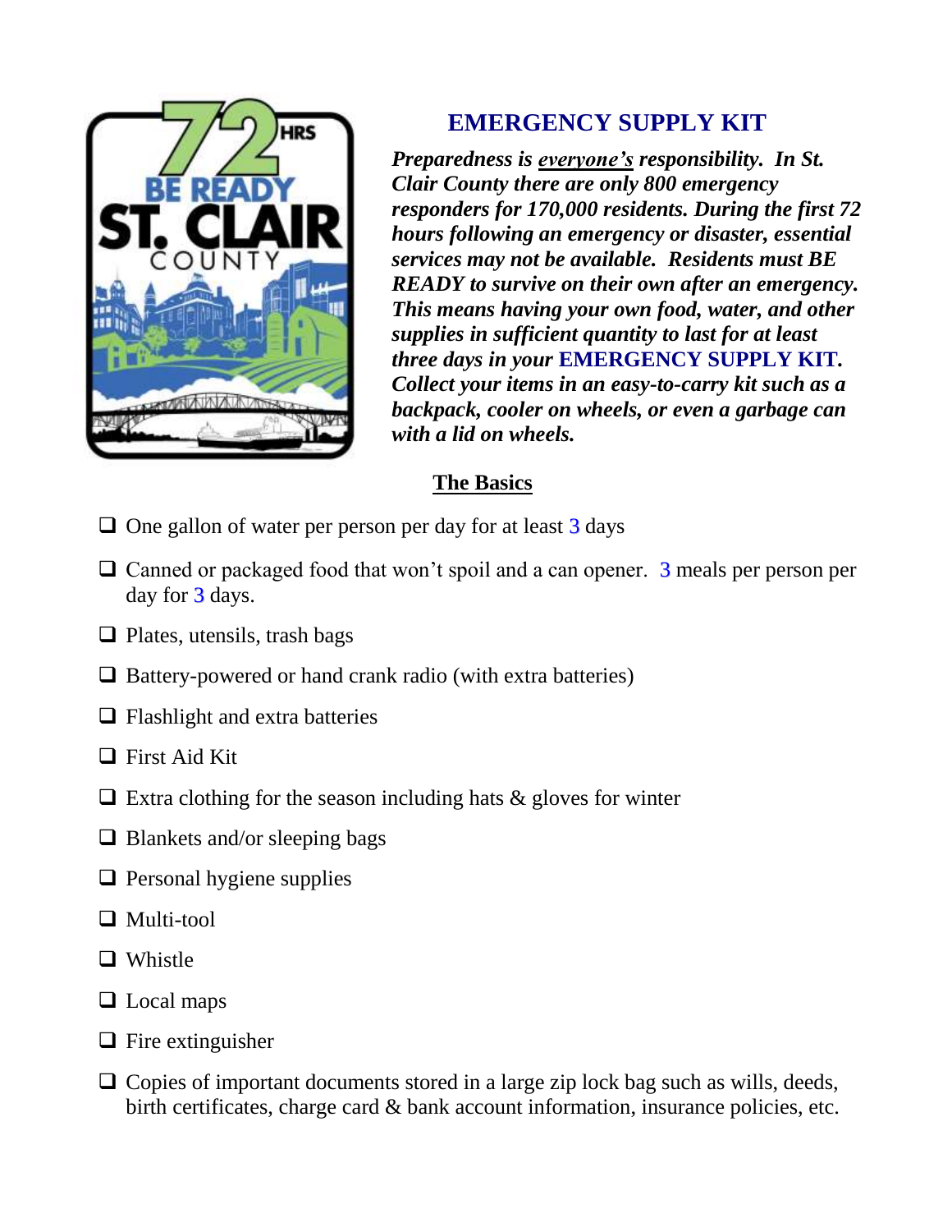# EMERGENCY SUPPLY KIT

***Preparedness is <u>everyone's</u> responsibility. In St. Clair County there are only 800 emergency responders for 170,000 residents. During the first 72 hours following an emergency or disaster, essential services may not be available. Residents must BE READY to survive on their own after an emergency. This means having your own food, water, and other supplies in sufficient quantity to last for at least three days in your EMERGENCY SUPPLY KIT. Collect your items in an easy-to-carry kit such as a backpack, cooler on wheels, or even a garbage can with a lid on wheels.***

## The Basics

- ❑ One gallon of water per person per day for at least 3 days
- ❑ Canned or packaged food that won't spoil and a can opener. 3 meals per person per day for 3 days.
- ❑ Plates, utensils, trash bags
- ❑ Battery-powered or hand crank radio (with extra batteries)
- ❑ Flashlight and extra batteries
- ❑ First Aid Kit
- ❑ Extra clothing for the season including hats & gloves for winter
- ❑ Blankets and/or sleeping bags
- ❑ Personal hygiene supplies
- ❑ Multi-tool
- ❑ Whistle
- ❑ Local maps
- ❑ Fire extinguisher
- ❑ Copies of important documents stored in a large zip lock bag such as wills, deeds, birth certificates, charge card & bank account information, insurance policies, etc.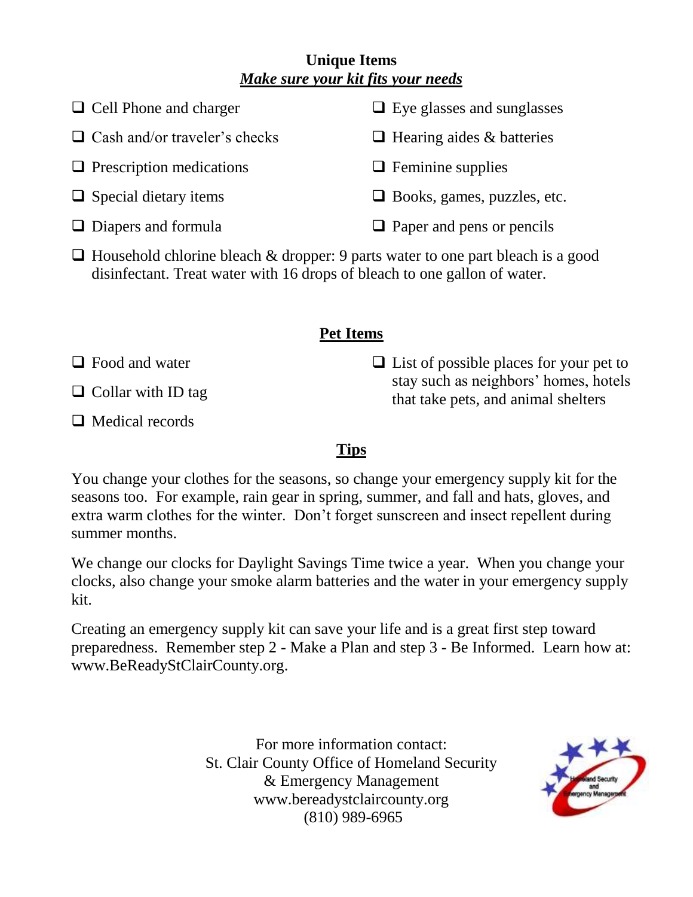## Unique Items

***Make sure your kit fits your needs***

- ❑ Cell Phone and charger
- ❑ Cash and/or traveler's checks
- ❑ Prescription medications
- ❑ Special dietary items
- ❑ Diapers and formula
- ❑ Eye glasses and sunglasses
- ❑ Hearing aides & batteries
- ❑ Feminine supplies
- ❑ Books, games, puzzles, etc.
- ❑ Paper and pens or pencils
- ❑ Household chlorine bleach & dropper: 9 parts water to one part bleach is a good disinfectant. Treat water with 16 drops of bleach to one gallon of water.

## Pet Items

- ❑ Food and water
- ❑ Collar with ID tag
- ❑ Medical records
- ❑ List of possible places for your pet to stay such as neighbors' homes, hotels that take pets, and animal shelters

## Tips

You change your clothes for the seasons, so change your emergency supply kit for the seasons too. For example, rain gear in spring, summer, and fall and hats, gloves, and extra warm clothes for the winter. Don't forget sunscreen and insect repellent during summer months.

We change our clocks for Daylight Savings Time twice a year. When you change your clocks, also change your smoke alarm batteries and the water in your emergency supply kit.

Creating an emergency supply kit can save your life and is a great first step toward preparedness. Remember step 2 - Make a Plan and step 3 - Be Informed. Learn how at: www.BeReadyStClairCounty.org.

For more information contact:
St. Clair County Office of Homeland Security
& Emergency Management
www.bereadystclaircounty.org
(810) 989-6965

Homeland Security and Emergency Management